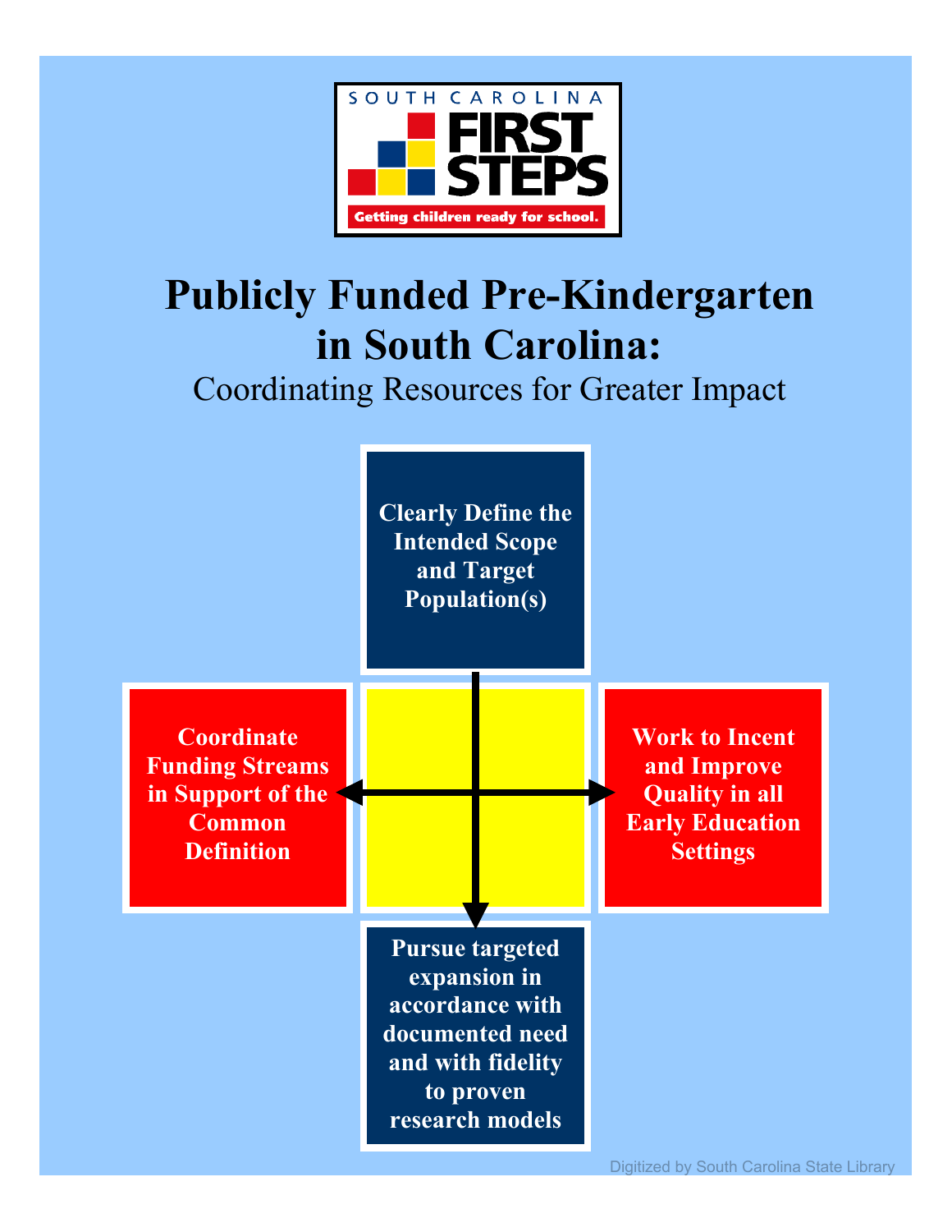SOUTH CAROLINA FIRST STEPS

Getting children ready for school.

# Publicly Funded Pre-Kindergarten in South Carolina:

## Coordinating Resources for Greater Impact

**Clearly Define the Intended Scope and Target Population(s)**

**Coordinate Funding Streams in Support of the Common Definition**

**Work to Incent and Improve Quality in all Early Education Settings**

**Pursue targeted expansion in accordance with documented need and with fidelity to proven research models**

Digitized by South Carolina State Library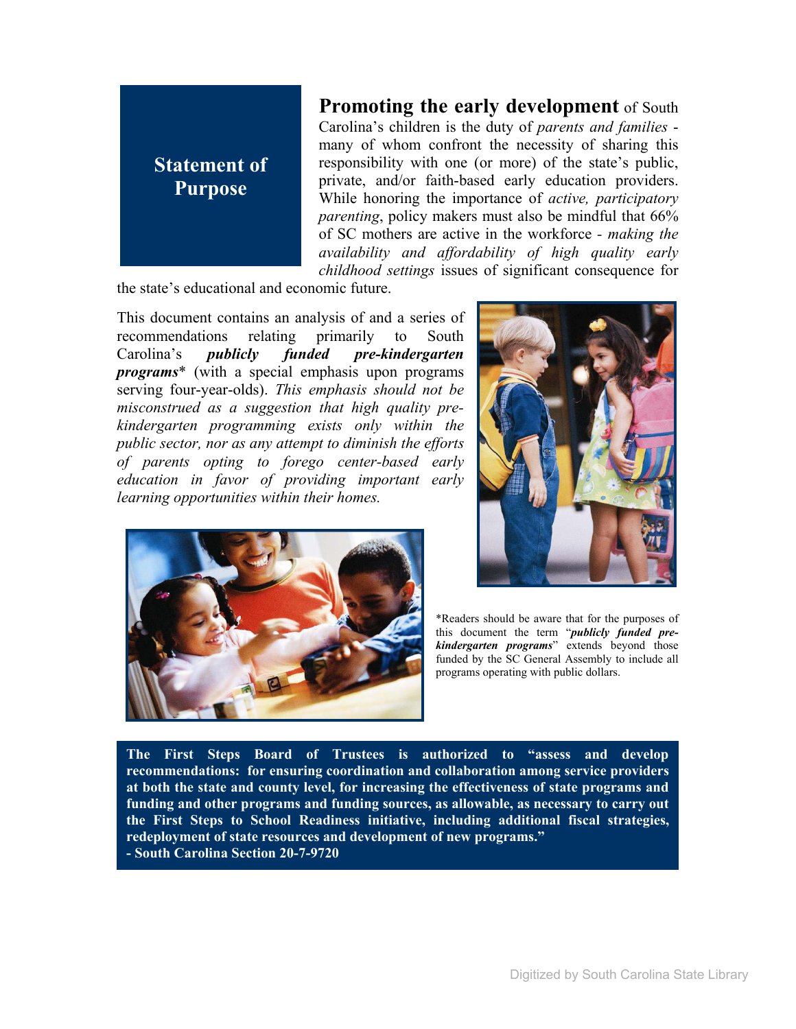## Statement of Purpose

**Promoting the early development** of South Carolina's children is the duty of *parents and families* - many of whom confront the necessity of sharing this responsibility with one (or more) of the state's public, private, and/or faith-based early education providers. While honoring the importance of *active, participatory parenting*, policy makers must also be mindful that 66% of SC mothers are active in the workforce - *making the availability and affordability of high quality early childhood settings* issues of significant consequence for the state's educational and economic future.

This document contains an analysis of and a series of recommendations relating primarily to South Carolina's ***publicly funded pre-kindergarten programs**** (with a special emphasis upon programs serving four-year-olds). *This emphasis should not be misconstrued as a suggestion that high quality pre-kindergarten programming exists only within the public sector, nor as any attempt to diminish the efforts of parents opting to forego center-based early education in favor of providing important early learning opportunities within their homes.*

*Readers should be aware that for the purposes of this document the term "***publicly funded pre-kindergarten programs***" extends beyond those funded by the SC General Assembly to include all programs operating with public dollars.

**The First Steps Board of Trustees is authorized to "assess and develop recommendations: for ensuring coordination and collaboration among service providers at both the state and county level, for increasing the effectiveness of state programs and funding and other programs and funding sources, as allowable, as necessary to carry out the First Steps to School Readiness initiative, including additional fiscal strategies, redeployment of state resources and development of new programs."**
**- South Carolina Section 20-7-9720**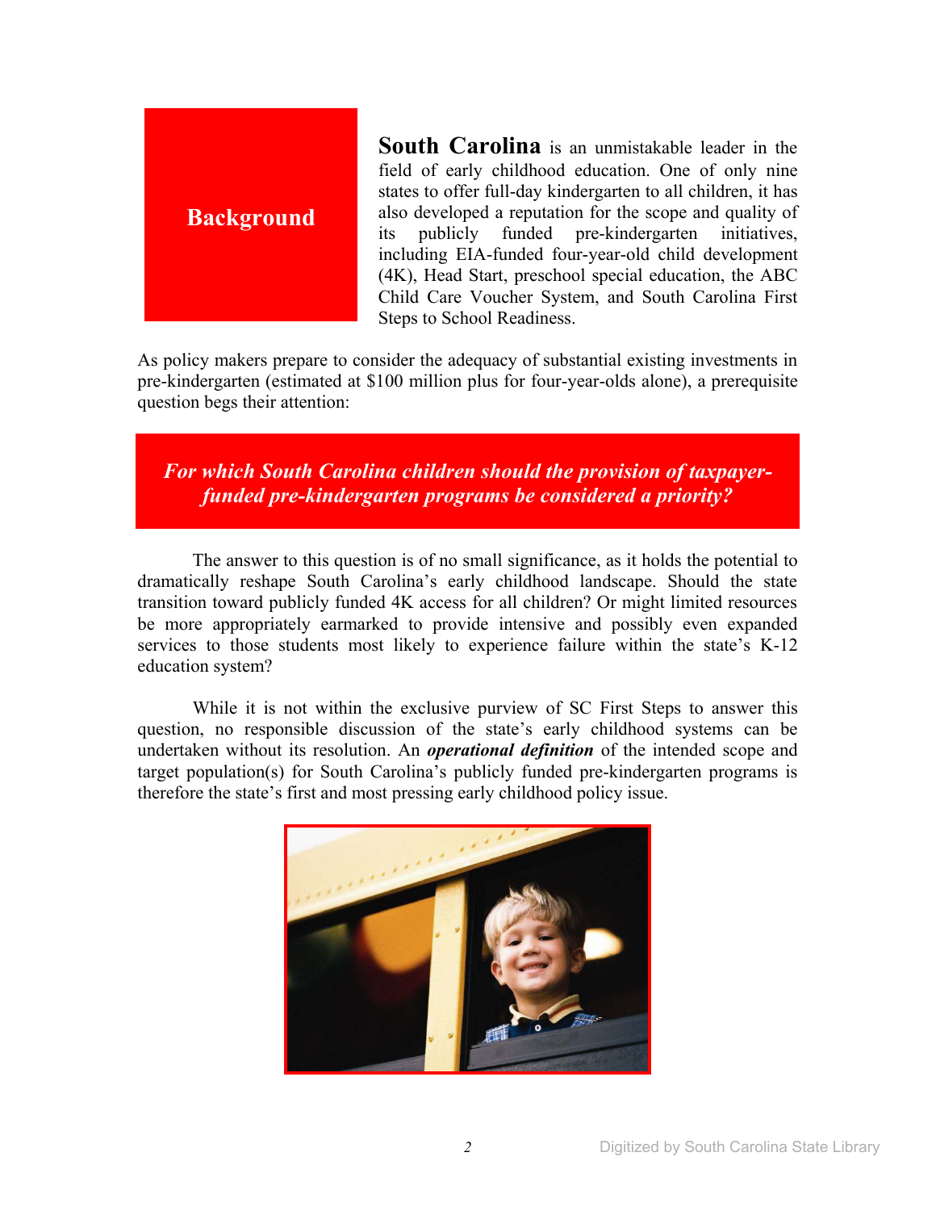## Background

**South Carolina** is an unmistakable leader in the field of early childhood education. One of only nine states to offer full-day kindergarten to all children, it has also developed a reputation for the scope and quality of its publicly funded pre-kindergarten initiatives, including EIA-funded four-year-old child development (4K), Head Start, preschool special education, the ABC Child Care Voucher System, and South Carolina First Steps to School Readiness.

As policy makers prepare to consider the adequacy of substantial existing investments in pre-kindergarten (estimated at $100 million plus for four-year-olds alone), a prerequisite question begs their attention:

***For which South Carolina children should the provision of taxpayer-funded pre-kindergarten programs be considered a priority?***

The answer to this question is of no small significance, as it holds the potential to dramatically reshape South Carolina's early childhood landscape. Should the state transition toward publicly funded 4K access for all children? Or might limited resources be more appropriately earmarked to provide intensive and possibly even expanded services to those students most likely to experience failure within the state's K-12 education system?

While it is not within the exclusive purview of SC First Steps to answer this question, no responsible discussion of the state's early childhood systems can be undertaken without its resolution. An ***operational definition*** of the intended scope and target population(s) for South Carolina's publicly funded pre-kindergarten programs is therefore the state's first and most pressing early childhood policy issue.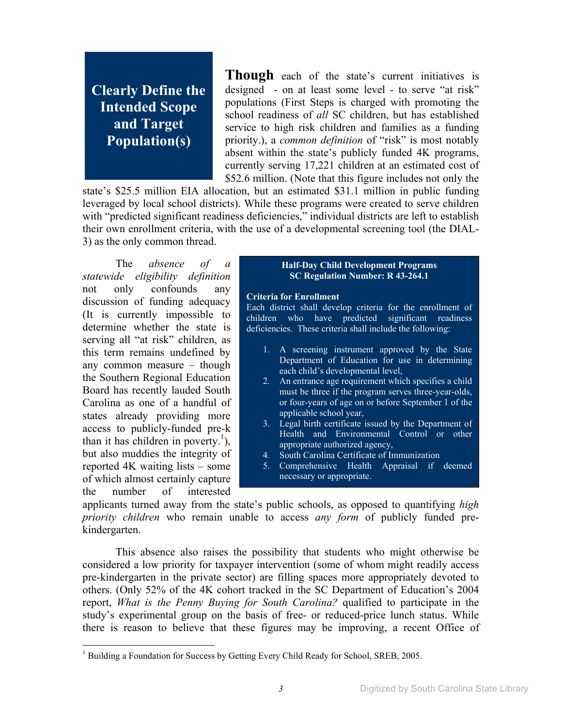## Clearly Define the Intended Scope and Target Population(s)

**Though** each of the state's current initiatives is designed - on at least some level - to serve "at risk" populations (First Steps is charged with promoting the school readiness of *all* SC children, but has established service to high risk children and families as a funding priority.), a *common definition* of "risk" is most notably absent within the state's publicly funded 4K programs, currently serving 17,221 children at an estimated cost of $52.6 million. (Note that this figure includes not only the state's $25.5 million EIA allocation, but an estimated $31.1 million in public funding leveraged by local school districts). While these programs were created to serve children with "predicted significant readiness deficiencies," individual districts are left to establish their own enrollment criteria, with the use of a developmental screening tool (the DIAL-3) as the only common thread.

The *absence of a statewide eligibility definition* not only confounds any discussion of funding adequacy (It is currently impossible to determine whether the state is serving all "at risk" children, as this term remains undefined by any common measure – though the Southern Regional Education Board has recently lauded South Carolina as one of a handful of states already providing more access to publicly-funded pre-k than it has children in poverty.[1]), but also muddies the integrity of reported 4K waiting lists – some of which almost certainly capture the number of interested applicants turned away from the state's public schools, as opposed to quantifying *high priority children* who remain unable to access *any form* of publicly funded pre-kindergarten.

> **Half-Day Child Development Programs**
> **SC Regulation Number: R 43-264.1**
>
> **Criteria for Enrollment**
> Each district shall develop criteria for the enrollment of children who have predicted significant readiness deficiencies. These criteria shall include the following:
>
> 1. A screening instrument approved by the State Department of Education for use in determining each child's developmental level,
> 2. An entrance age requirement which specifies a child must be three if the program serves three-year-olds, or four-years of age on or before September 1 of the applicable school year,
> 3. Legal birth certificate issued by the Department of Health and Environmental Control or other appropriate authorized agency,
> 4. South Carolina Certificate of Immunization
> 5. Comprehensive Health Appraisal if deemed necessary or appropriate.

This absence also raises the possibility that students who might otherwise be considered a low priority for taxpayer intervention (some of whom might readily access pre-kindergarten in the private sector) are filling spaces more appropriately devoted to others. (Only 52% of the 4K cohort tracked in the SC Department of Education's 2004 report, *What is the Penny Buying for South Carolina?* qualified to participate in the study's experimental group on the basis of free- or reduced-price lunch status. While there is reason to believe that these figures may be improving, a recent Office of

[1] Building a Foundation for Success by Getting Every Child Ready for School, SREB, 2005.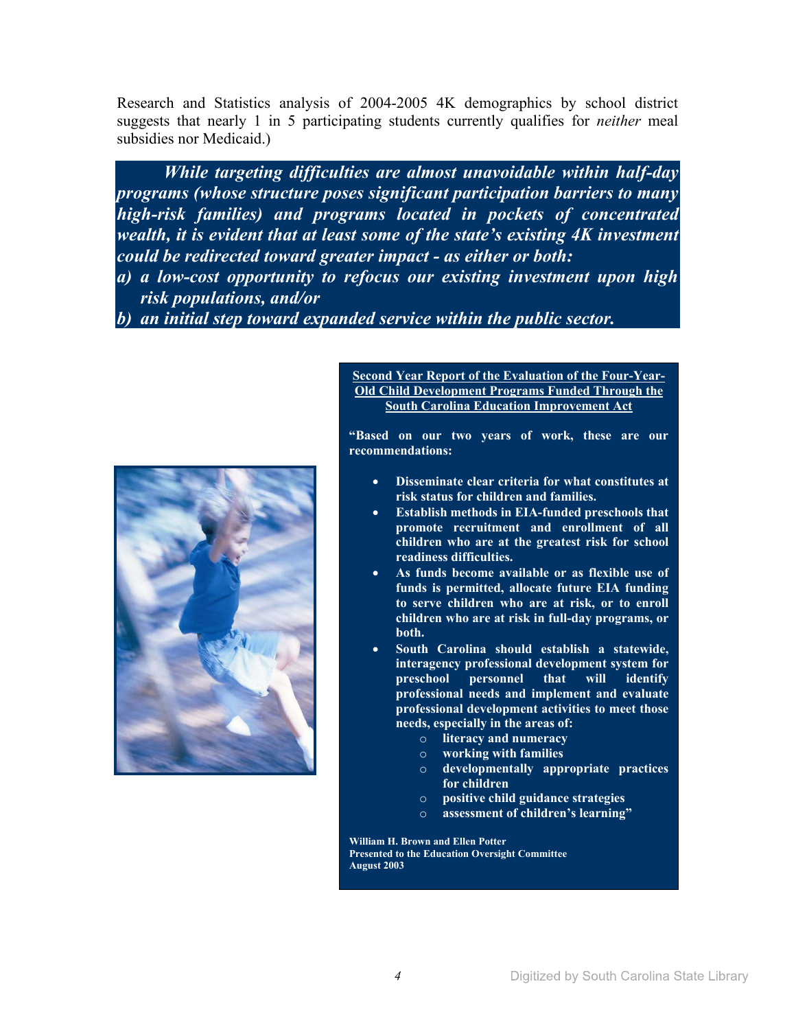Research and Statistics analysis of 2004-2005 4K demographics by school district suggests that nearly 1 in 5 participating students currently qualifies for *neither* meal subsidies nor Medicaid.)

***While targeting difficulties are almost unavoidable within half-day programs (whose structure poses significant participation barriers to many high-risk families) and programs located in pockets of concentrated wealth, it is evident that at least some of the state's existing 4K investment could be redirected toward greater impact - as either or both:***

***a) a low-cost opportunity to refocus our existing investment upon high risk populations, and/or***

***b) an initial step toward expanded service within the public sector.***

**Second Year Report of the Evaluation of the Four-Year-Old Child Development Programs Funded Through the South Carolina Education Improvement Act**

**"Based on our two years of work, these are our recommendations:**

- **Disseminate clear criteria for what constitutes at risk status for children and families.**
- **Establish methods in EIA-funded preschools that promote recruitment and enrollment of all children who are at the greatest risk for school readiness difficulties.**
- **As funds become available or as flexible use of funds is permitted, allocate future EIA funding to serve children who are at risk, or to enroll children who are at risk in full-day programs, or both.**
- **South Carolina should establish a statewide, interagency professional development system for preschool personnel that will identify professional needs and implement and evaluate professional development activities to meet those needs, especially in the areas of:**
  - **literacy and numeracy**
  - **working with families**
  - **developmentally appropriate practices for children**
  - **positive child guidance strategies**
  - **assessment of children's learning"**

**William H. Brown and Ellen Potter**
**Presented to the Education Oversight Committee**
**August 2003**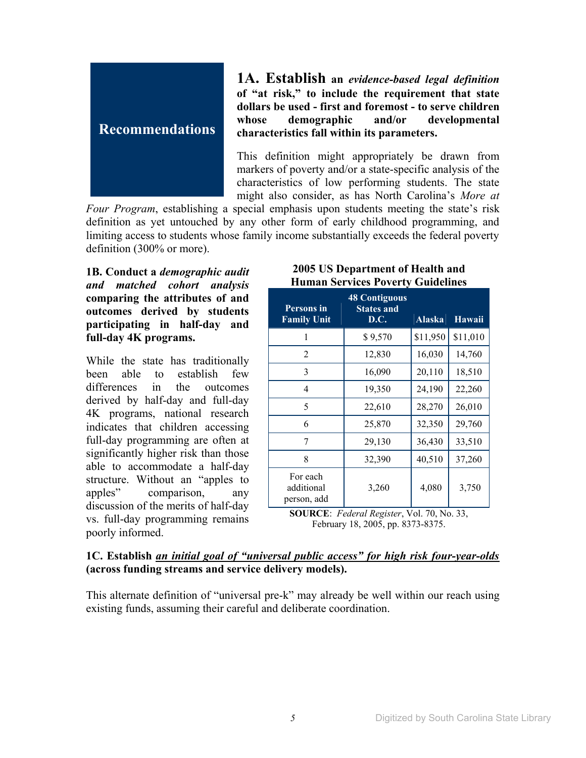## Recommendations

**1A. Establish an *evidence-based legal definition* of "at risk," to include the requirement that state dollars be used - first and foremost - to serve children whose demographic and/or developmental characteristics fall within its parameters.**

This definition might appropriately be drawn from markers of poverty and/or a state-specific analysis of the characteristics of low performing students. The state might also consider, as has North Carolina's *More at Four Program*, establishing a special emphasis upon students meeting the state's risk definition as yet untouched by any other form of early childhood programming, and limiting access to students whose family income substantially exceeds the federal poverty definition (300% or more).

**1B. Conduct a *demographic audit and matched cohort analysis* comparing the attributes of and outcomes derived by students participating in half-day and full-day 4K programs.**

While the state has traditionally been able to establish few differences in the outcomes derived by half-day and full-day 4K programs, national research indicates that children accessing full-day programming are often at significantly higher risk than those able to accommodate a half-day structure. Without an "apples to apples" comparison, any discussion of the merits of half-day vs. full-day programming remains poorly informed.

**2005 US Department of Health and Human Services Poverty Guidelines**

| Persons in Family Unit | 48 Contiguous States and D.C. | Alaska | Hawaii |
|---|---|---|---|
| 1 | $ 9,570 | $11,950 | $11,010 |
| 2 | 12,830 | 16,030 | 14,760 |
| 3 | 16,090 | 20,110 | 18,510 |
| 4 | 19,350 | 24,190 | 22,260 |
| 5 | 22,610 | 28,270 | 26,010 |
| 6 | 25,870 | 32,350 | 29,760 |
| 7 | 29,130 | 36,430 | 33,510 |
| 8 | 32,390 | 40,510 | 37,260 |
| For each additional person, add | 3,260 | 4,080 | 3,750 |

**SOURCE**: *Federal Register*, Vol. 70, No. 33, February 18, 2005, pp. 8373-8375.

**1C. Establish *an initial goal of "universal public access" for high risk four-year-olds* (across funding streams and service delivery models).**

This alternate definition of "universal pre-k" may already be well within our reach using existing funds, assuming their careful and deliberate coordination.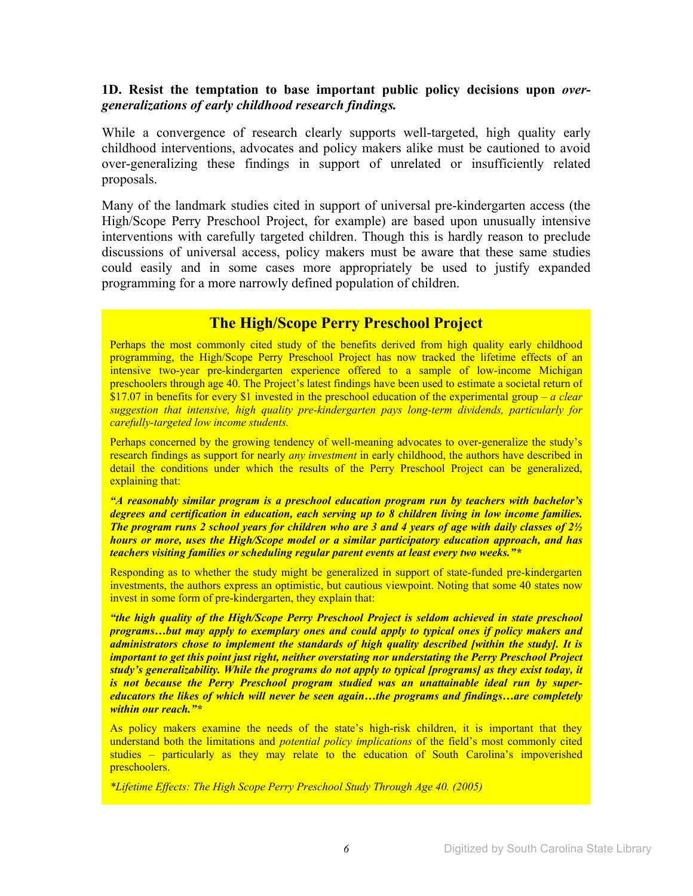**1D. Resist the temptation to base important public policy decisions upon *over-generalizations of early childhood research findings.***

While a convergence of research clearly supports well-targeted, high quality early childhood interventions, advocates and policy makers alike must be cautioned to avoid over-generalizing these findings in support of unrelated or insufficiently related proposals.

Many of the landmark studies cited in support of universal pre-kindergarten access (the High/Scope Perry Preschool Project, for example) are based upon unusually intensive interventions with carefully targeted children. Though this is hardly reason to preclude discussions of universal access, policy makers must be aware that these same studies could easily and in some cases more appropriately be used to justify expanded programming for a more narrowly defined population of children.

## The High/Scope Perry Preschool Project

Perhaps the most commonly cited study of the benefits derived from high quality early childhood programming, the High/Scope Perry Preschool Project has now tracked the lifetime effects of an intensive two-year pre-kindergarten experience offered to a sample of low-income Michigan preschoolers through age 40. The Project's latest findings have been used to estimate a societal return of $17.07 in benefits for every $1 invested in the preschool education of the experimental group – *a clear suggestion that intensive, high quality pre-kindergarten pays long-term dividends, particularly for carefully-targeted low income students.*

Perhaps concerned by the growing tendency of well-meaning advocates to over-generalize the study's research findings as support for nearly *any investment* in early childhood, the authors have described in detail the conditions under which the results of the Perry Preschool Project can be generalized, explaining that:

***"A reasonably similar program is a preschool education program run by teachers with bachelor's degrees and certification in education, each serving up to 8 children living in low income families. The program runs 2 school years for children who are 3 and 4 years of age with daily classes of 2½ hours or more, uses the High/Scope model or a similar participatory education approach, and has teachers visiting families or scheduling regular parent events at least every two weeks."****

Responding as to whether the study might be generalized in support of state-funded pre-kindergarten investments, the authors express an optimistic, but cautious viewpoint. Noting that some 40 states now invest in some form of pre-kindergarten, they explain that:

***"the high quality of the High/Scope Perry Preschool Project is seldom achieved in state preschool programs…but may apply to exemplary ones and could apply to typical ones if policy makers and administrators chose to implement the standards of high quality described [within the study]. It is important to get this point just right, neither overstating nor understating the Perry Preschool Project study's generalizability. While the programs do not apply to typical [programs] as they exist today, it is not because the Perry Preschool program studied was an unattainable ideal run by super-educators the likes of which will never be seen again…the programs and findings…are completely within our reach."****

As policy makers examine the needs of the state's high-risk children, it is important that they understand both the limitations and *potential policy implications* of the field's most commonly cited studies – particularly as they may relate to the education of South Carolina's impoverished preschoolers.

**Lifetime Effects: The High Scope Perry Preschool Study Through Age 40. (2005)*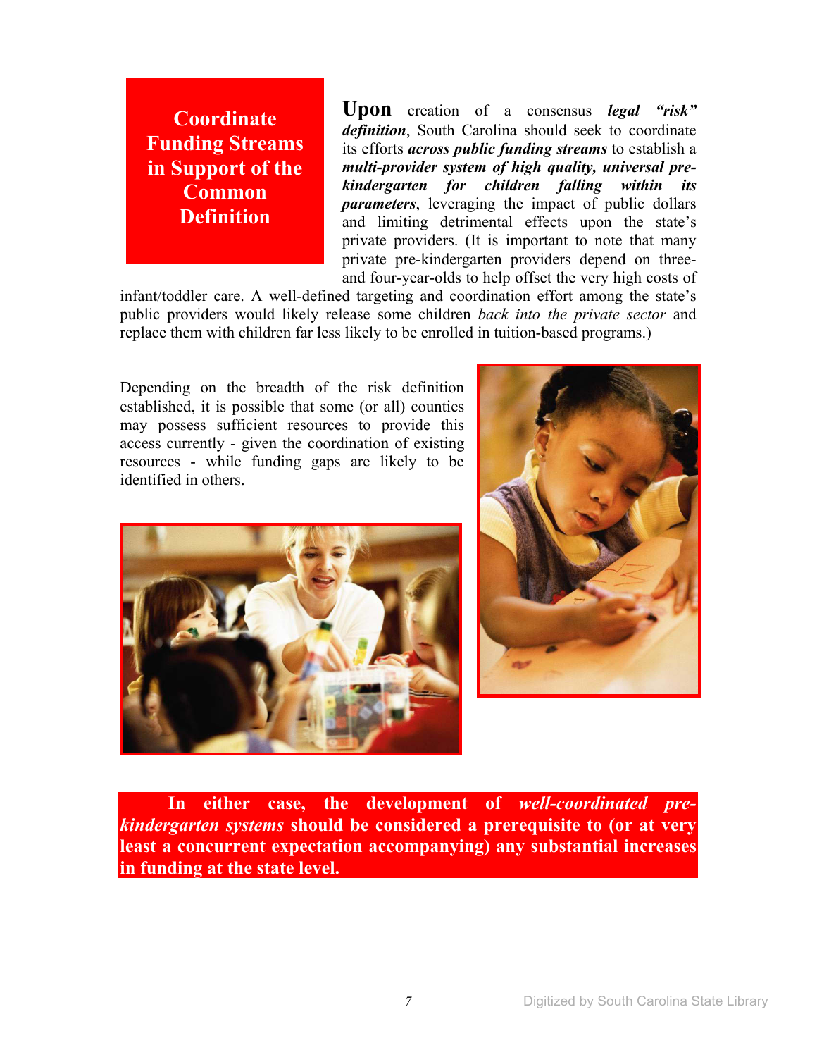## Coordinate Funding Streams in Support of the Common Definition

**Upon** creation of a consensus ***legal "risk" definition***, South Carolina should seek to coordinate its efforts ***across public funding streams*** to establish a ***multi-provider system of high quality, universal pre-kindergarten for children falling within its parameters***, leveraging the impact of public dollars and limiting detrimental effects upon the state's private providers. (It is important to note that many private pre-kindergarten providers depend on three- and four-year-olds to help offset the very high costs of infant/toddler care. A well-defined targeting and coordination effort among the state's public providers would likely release some children *back into the private sector* and replace them with children far less likely to be enrolled in tuition-based programs.)

Depending on the breadth of the risk definition established, it is possible that some (or all) counties may possess sufficient resources to provide this access currently - given the coordination of existing resources - while funding gaps are likely to be identified in others.

**In either case, the development of *well-coordinated pre-kindergarten systems* should be considered a prerequisite to (or at very least a concurrent expectation accompanying) any substantial increases in funding at the state level.**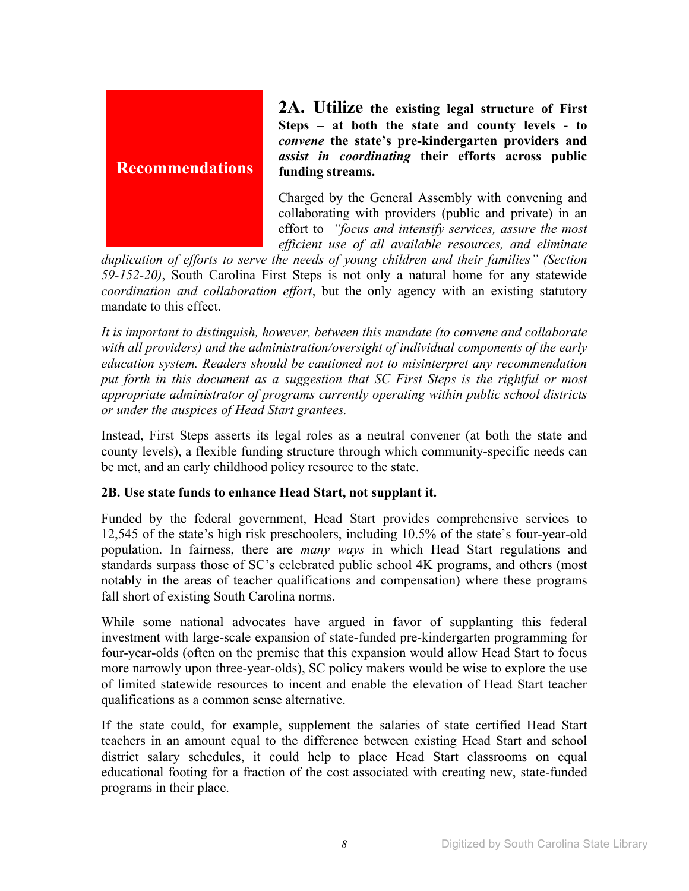## Recommendations

**2A. Utilize the existing legal structure of First Steps – at both the state and county levels - to *convene* the state's pre-kindergarten providers and *assist in coordinating* their efforts across public funding streams.**

Charged by the General Assembly with convening and collaborating with providers (public and private) in an effort to *"focus and intensify services, assure the most efficient use of all available resources, and eliminate duplication of efforts to serve the needs of young children and their families" (Section 59-152-20)*, South Carolina First Steps is not only a natural home for any statewide *coordination and collaboration effort*, but the only agency with an existing statutory mandate to this effect.

*It is important to distinguish, however, between this mandate (to convene and collaborate with all providers) and the administration/oversight of individual components of the early education system. Readers should be cautioned not to misinterpret any recommendation put forth in this document as a suggestion that SC First Steps is the rightful or most appropriate administrator of programs currently operating within public school districts or under the auspices of Head Start grantees.*

Instead, First Steps asserts its legal roles as a neutral convener (at both the state and county levels), a flexible funding structure through which community-specific needs can be met, and an early childhood policy resource to the state.

**2B. Use state funds to enhance Head Start, not supplant it.**

Funded by the federal government, Head Start provides comprehensive services to 12,545 of the state's high risk preschoolers, including 10.5% of the state's four-year-old population. In fairness, there are *many ways* in which Head Start regulations and standards surpass those of SC's celebrated public school 4K programs, and others (most notably in the areas of teacher qualifications and compensation) where these programs fall short of existing South Carolina norms.

While some national advocates have argued in favor of supplanting this federal investment with large-scale expansion of state-funded pre-kindergarten programming for four-year-olds (often on the premise that this expansion would allow Head Start to focus more narrowly upon three-year-olds), SC policy makers would be wise to explore the use of limited statewide resources to incent and enable the elevation of Head Start teacher qualifications as a common sense alternative.

If the state could, for example, supplement the salaries of state certified Head Start teachers in an amount equal to the difference between existing Head Start and school district salary schedules, it could help to place Head Start classrooms on equal educational footing for a fraction of the cost associated with creating new, state-funded programs in their place.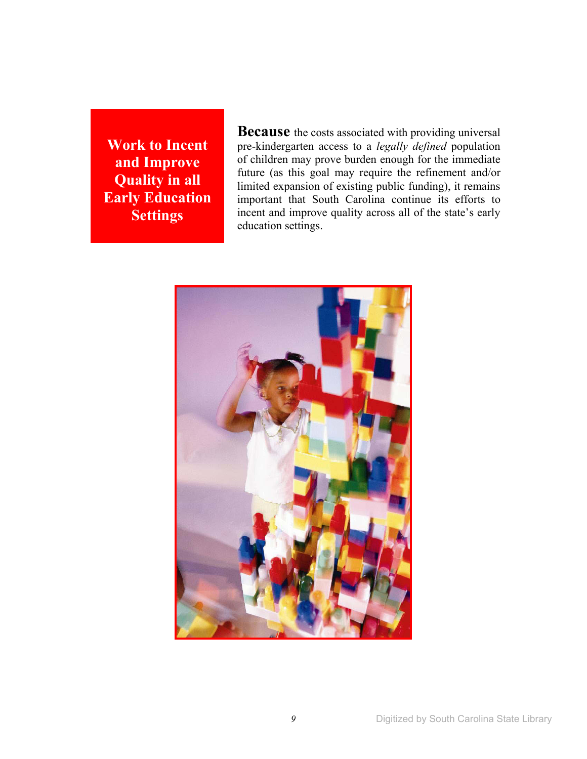## Work to Incent and Improve Quality in all Early Education Settings

**Because** the costs associated with providing universal pre-kindergarten access to a *legally defined* population of children may prove burden enough for the immediate future (as this goal may require the refinement and/or limited expansion of existing public funding), it remains important that South Carolina continue its efforts to incent and improve quality across all of the state's early education settings.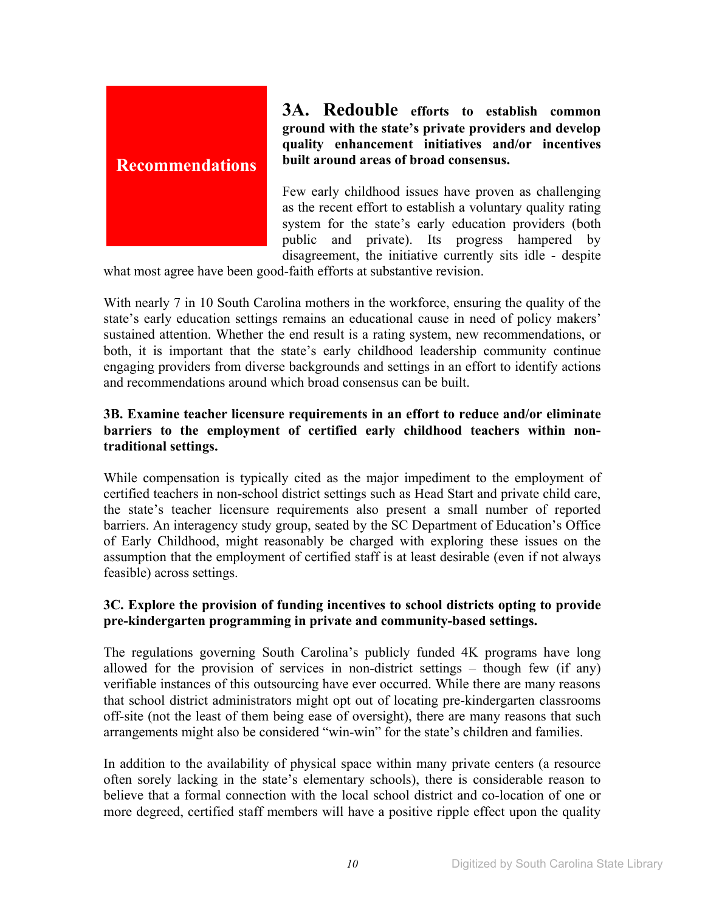## Recommendations

**3A. Redouble efforts to establish common ground with the state's private providers and develop quality enhancement initiatives and/or incentives built around areas of broad consensus.**

Few early childhood issues have proven as challenging as the recent effort to establish a voluntary quality rating system for the state's early education providers (both public and private). Its progress hampered by disagreement, the initiative currently sits idle - despite what most agree have been good-faith efforts at substantive revision.

With nearly 7 in 10 South Carolina mothers in the workforce, ensuring the quality of the state's early education settings remains an educational cause in need of policy makers' sustained attention. Whether the end result is a rating system, new recommendations, or both, it is important that the state's early childhood leadership community continue engaging providers from diverse backgrounds and settings in an effort to identify actions and recommendations around which broad consensus can be built.

**3B. Examine teacher licensure requirements in an effort to reduce and/or eliminate barriers to the employment of certified early childhood teachers within non-traditional settings.**

While compensation is typically cited as the major impediment to the employment of certified teachers in non-school district settings such as Head Start and private child care, the state's teacher licensure requirements also present a small number of reported barriers. An interagency study group, seated by the SC Department of Education's Office of Early Childhood, might reasonably be charged with exploring these issues on the assumption that the employment of certified staff is at least desirable (even if not always feasible) across settings.

**3C. Explore the provision of funding incentives to school districts opting to provide pre-kindergarten programming in private and community-based settings.**

The regulations governing South Carolina's publicly funded 4K programs have long allowed for the provision of services in non-district settings – though few (if any) verifiable instances of this outsourcing have ever occurred. While there are many reasons that school district administrators might opt out of locating pre-kindergarten classrooms off-site (not the least of them being ease of oversight), there are many reasons that such arrangements might also be considered "win-win" for the state's children and families.

In addition to the availability of physical space within many private centers (a resource often sorely lacking in the state's elementary schools), there is considerable reason to believe that a formal connection with the local school district and co-location of one or more degreed, certified staff members will have a positive ripple effect upon the quality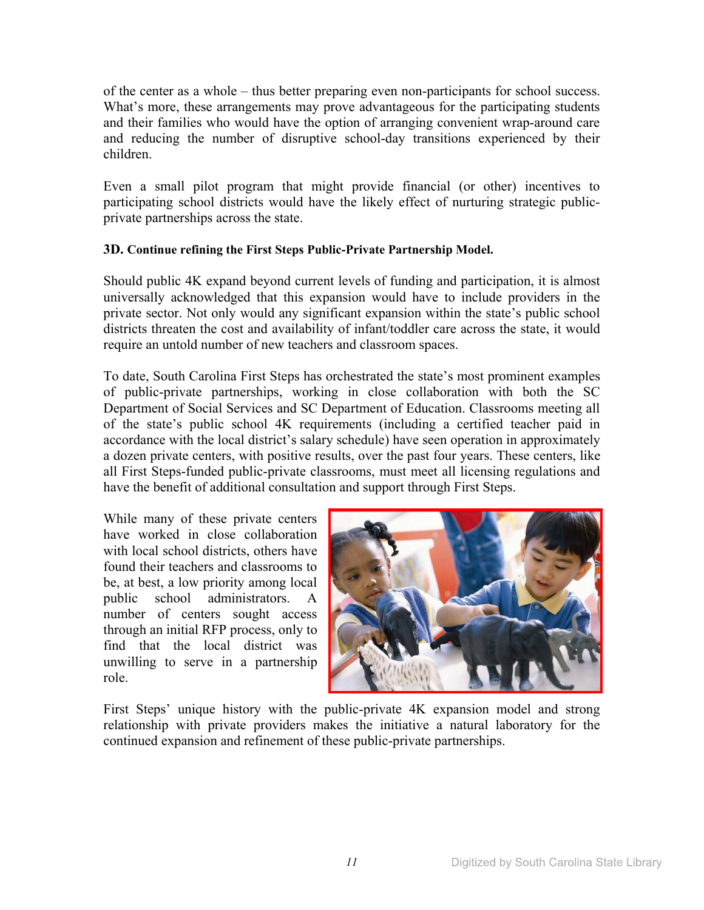of the center as a whole – thus better preparing even non-participants for school success. What's more, these arrangements may prove advantageous for the participating students and their families who would have the option of arranging convenient wrap-around care and reducing the number of disruptive school-day transitions experienced by their children.

Even a small pilot program that might provide financial (or other) incentives to participating school districts would have the likely effect of nurturing strategic public-private partnerships across the state.

**3D. Continue refining the First Steps Public-Private Partnership Model.**

Should public 4K expand beyond current levels of funding and participation, it is almost universally acknowledged that this expansion would have to include providers in the private sector. Not only would any significant expansion within the state's public school districts threaten the cost and availability of infant/toddler care across the state, it would require an untold number of new teachers and classroom spaces.

To date, South Carolina First Steps has orchestrated the state's most prominent examples of public-private partnerships, working in close collaboration with both the SC Department of Social Services and SC Department of Education. Classrooms meeting all of the state's public school 4K requirements (including a certified teacher paid in accordance with the local district's salary schedule) have seen operation in approximately a dozen private centers, with positive results, over the past four years. These centers, like all First Steps-funded public-private classrooms, must meet all licensing regulations and have the benefit of additional consultation and support through First Steps.

While many of these private centers have worked in close collaboration with local school districts, others have found their teachers and classrooms to be, at best, a low priority among local public school administrators. A number of centers sought access through an initial RFP process, only to find that the local district was unwilling to serve in a partnership role.

First Steps' unique history with the public-private 4K expansion model and strong relationship with private providers makes the initiative a natural laboratory for the continued expansion and refinement of these public-private partnerships.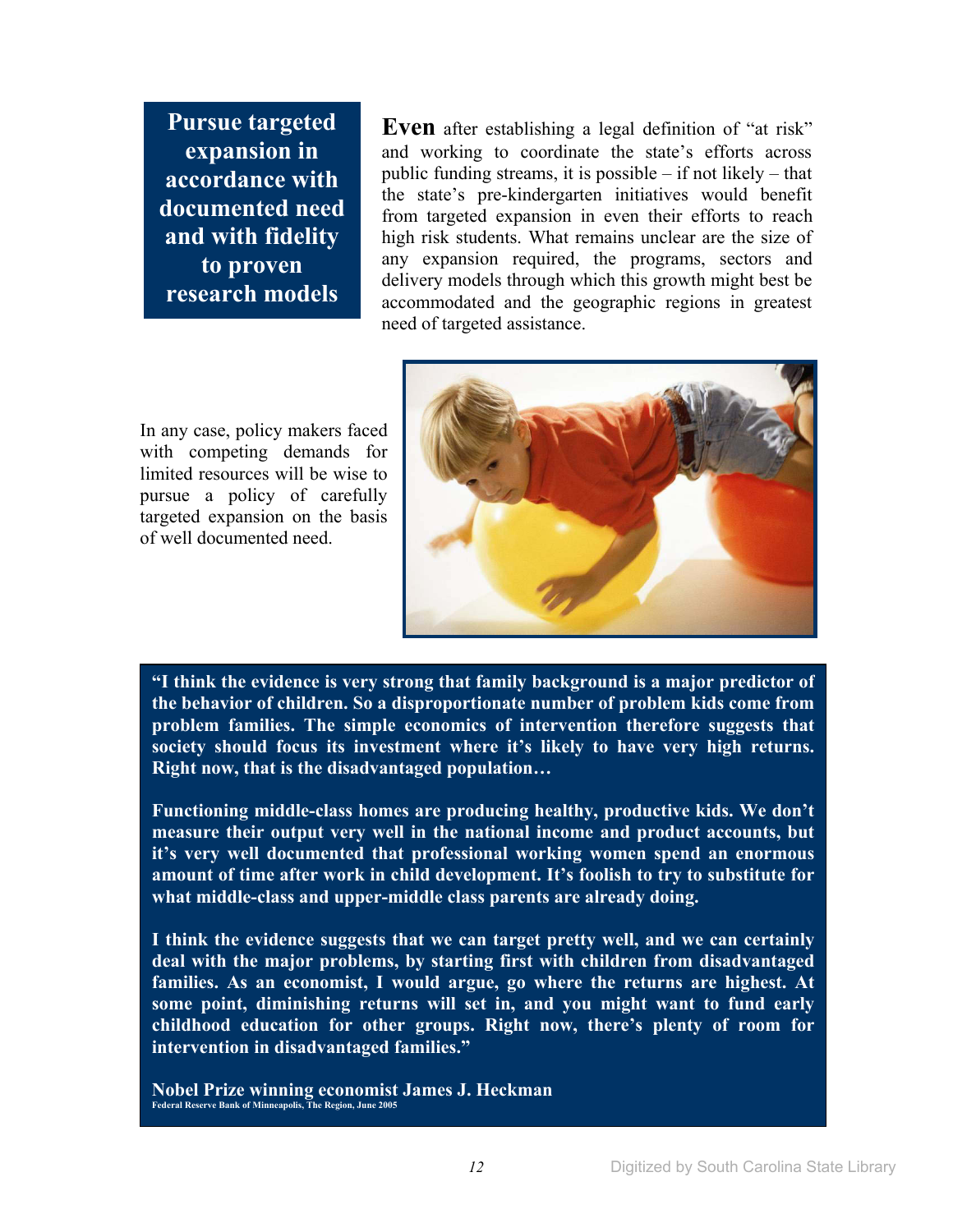## Pursue targeted expansion in accordance with documented need and with fidelity to proven research models

**Even** after establishing a legal definition of "at risk" and working to coordinate the state's efforts across public funding streams, it is possible – if not likely – that the state's pre-kindergarten initiatives would benefit from targeted expansion in even their efforts to reach high risk students. What remains unclear are the size of any expansion required, the programs, sectors and delivery models through which this growth might best be accommodated and the geographic regions in greatest need of targeted assistance.

In any case, policy makers faced with competing demands for limited resources will be wise to pursue a policy of carefully targeted expansion on the basis of well documented need.

> **"I think the evidence is very strong that family background is a major predictor of the behavior of children. So a disproportionate number of problem kids come from problem families. The simple economics of intervention therefore suggests that society should focus its investment where it's likely to have very high returns. Right now, that is the disadvantaged population…**
>
> **Functioning middle-class homes are producing healthy, productive kids. We don't measure their output very well in the national income and product accounts, but it's very well documented that professional working women spend an enormous amount of time after work in child development. It's foolish to try to substitute for what middle-class and upper-middle class parents are already doing.**
>
> **I think the evidence suggests that we can target pretty well, and we can certainly deal with the major problems, by starting first with children from disadvantaged families. As an economist, I would argue, go where the returns are highest. At some point, diminishing returns will set in, and you might want to fund early childhood education for other groups. Right now, there's plenty of room for intervention in disadvantaged families."**
>
> **Nobel Prize winning economist James J. Heckman**
> **Federal Reserve Bank of Minneapolis, The Region, June 2005**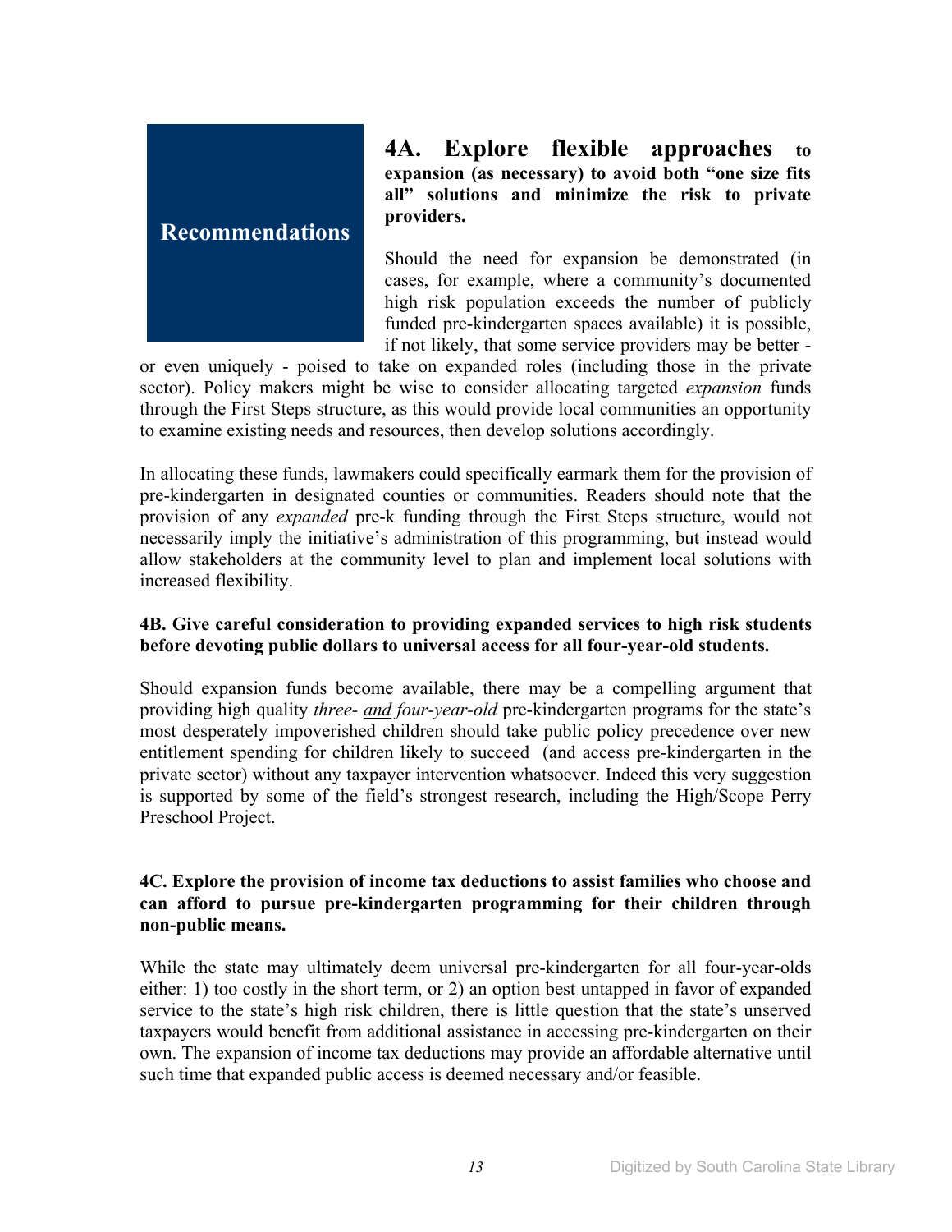## Recommendations

### 4A. Explore flexible approaches to expansion (as necessary) to avoid both "one size fits all" solutions and minimize the risk to private providers.

Should the need for expansion be demonstrated (in cases, for example, where a community's documented high risk population exceeds the number of publicly funded pre-kindergarten spaces available) it is possible, if not likely, that some service providers may be better - or even uniquely - poised to take on expanded roles (including those in the private sector). Policy makers might be wise to consider allocating targeted *expansion* funds through the First Steps structure, as this would provide local communities an opportunity to examine existing needs and resources, then develop solutions accordingly.

In allocating these funds, lawmakers could specifically earmark them for the provision of pre-kindergarten in designated counties or communities. Readers should note that the provision of any *expanded* pre-k funding through the First Steps structure, would not necessarily imply the initiative's administration of this programming, but instead would allow stakeholders at the community level to plan and implement local solutions with increased flexibility.

**4B. Give careful consideration to providing expanded services to high risk students before devoting public dollars to universal access for all four-year-old students.**

Should expansion funds become available, there may be a compelling argument that providing high quality *three- and four-year-old* pre-kindergarten programs for the state's most desperately impoverished children should take public policy precedence over new entitlement spending for children likely to succeed (and access pre-kindergarten in the private sector) without any taxpayer intervention whatsoever. Indeed this very suggestion is supported by some of the field's strongest research, including the High/Scope Perry Preschool Project.

**4C. Explore the provision of income tax deductions to assist families who choose and can afford to pursue pre-kindergarten programming for their children through non-public means.**

While the state may ultimately deem universal pre-kindergarten for all four-year-olds either: 1) too costly in the short term, or 2) an option best untapped in favor of expanded service to the state's high risk children, there is little question that the state's unserved taxpayers would benefit from additional assistance in accessing pre-kindergarten on their own. The expansion of income tax deductions may provide an affordable alternative until such time that expanded public access is deemed necessary and/or feasible.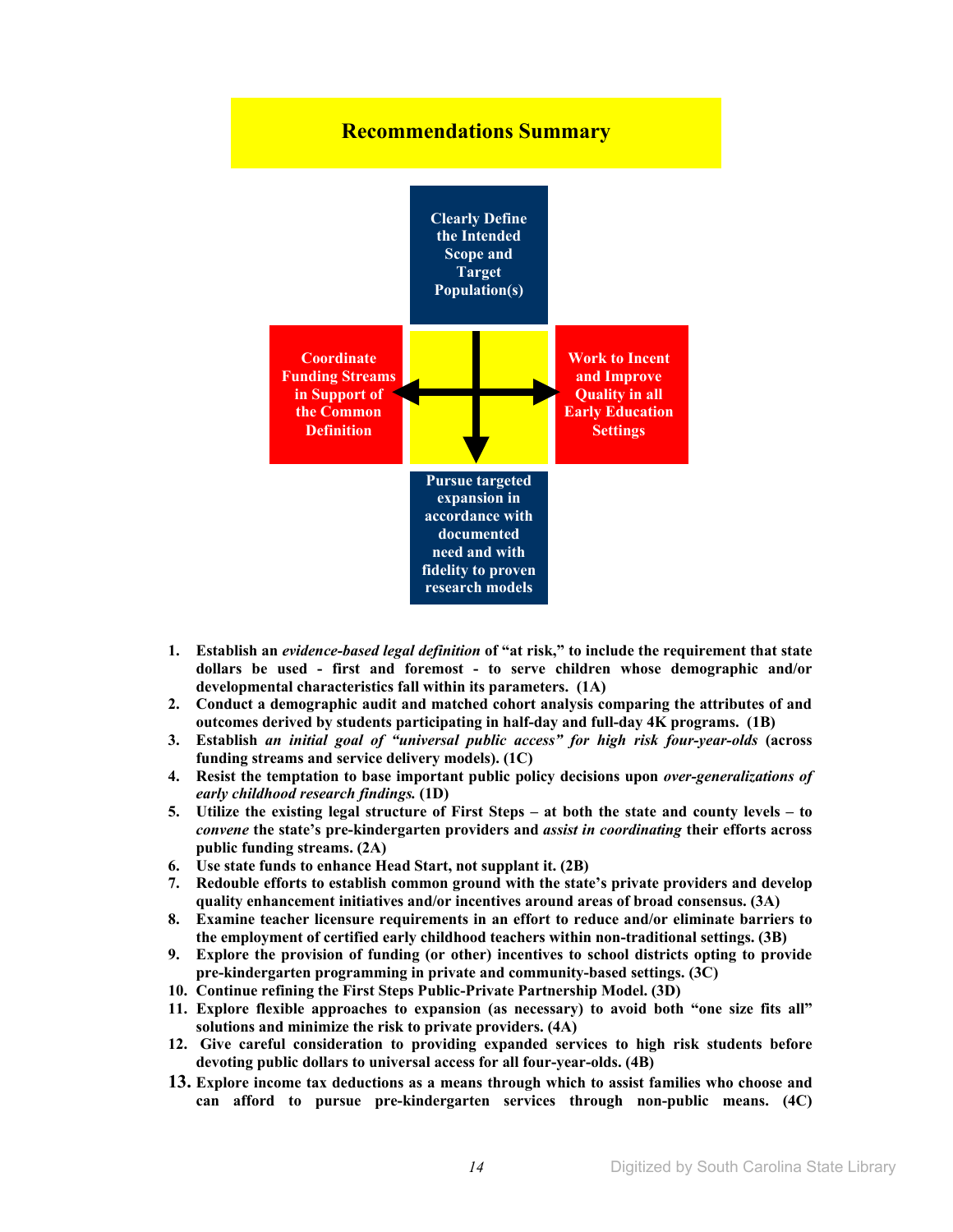# Recommendations Summary

Clearly Define the Intended Scope and Target Population(s)

Coordinate Funding Streams in Support of the Common Definition

Work to Incent and Improve Quality in all Early Education Settings

Pursue targeted expansion in accordance with documented need and with fidelity to proven research models

1. **Establish an *evidence-based legal definition* of "at risk," to include the requirement that state dollars be used - first and foremost - to serve children whose demographic and/or developmental characteristics fall within its parameters. (1A)**
2. **Conduct a demographic audit and matched cohort analysis comparing the attributes of and outcomes derived by students participating in half-day and full-day 4K programs. (1B)**
3. **Establish *an initial goal of "universal public access" for high risk four-year-olds* (across funding streams and service delivery models). (1C)**
4. **Resist the temptation to base important public policy decisions upon *over-generalizations of early childhood research findings.* (1D)**
5. **Utilize the existing legal structure of First Steps – at both the state and county levels – to *convene* the state's pre-kindergarten providers and *assist in coordinating* their efforts across public funding streams. (2A)**
6. **Use state funds to enhance Head Start, not supplant it. (2B)**
7. **Redouble efforts to establish common ground with the state's private providers and develop quality enhancement initiatives and/or incentives around areas of broad consensus. (3A)**
8. **Examine teacher licensure requirements in an effort to reduce and/or eliminate barriers to the employment of certified early childhood teachers within non-traditional settings. (3B)**
9. **Explore the provision of funding (or other) incentives to school districts opting to provide pre-kindergarten programming in private and community-based settings. (3C)**
10. **Continue refining the First Steps Public-Private Partnership Model. (3D)**
11. **Explore flexible approaches to expansion (as necessary) to avoid both "one size fits all" solutions and minimize the risk to private providers. (4A)**
12. **Give careful consideration to providing expanded services to high risk students before devoting public dollars to universal access for all four-year-olds. (4B)**
13. **Explore income tax deductions as a means through which to assist families who choose and can afford to pursue pre-kindergarten services through non-public means. (4C)**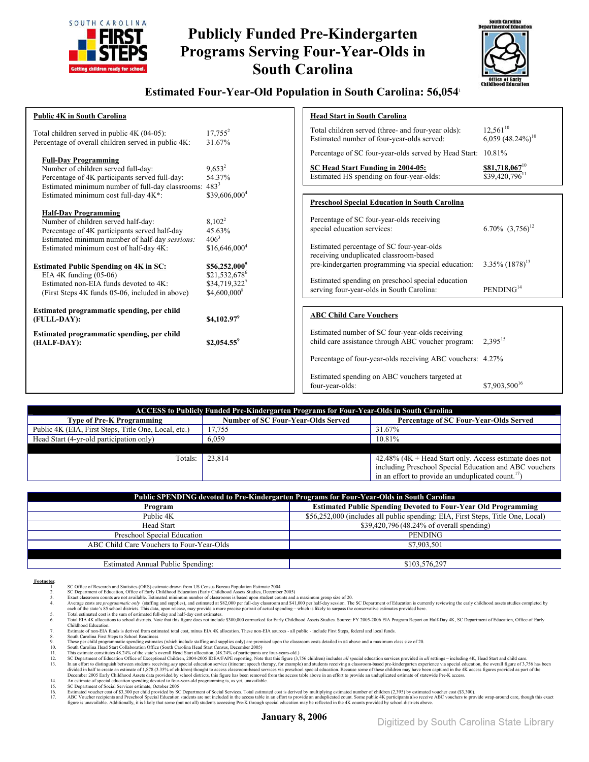# Publicly Funded Pre-Kindergarten Programs Serving Four-Year-Olds in South Carolina

## Estimated Four-Year-Old Population in South Carolina: 56,054[1]

### Public 4K in South Carolina

| | |
|---|---|
| Total children served in public 4K (04-05): | 17,755[2] |
| Percentage of overall children served in public 4K: | 31.67% |

**Full-Day Programming**

| | |
|---|---|
| Number of children served full-day: | 9,653[2] |
| Percentage of 4K participants served full-day: | 54.37% |
| Estimated minimum number of full-day classrooms: | 483[3] |
| Estimated minimum cost full-day 4K*: | $39,606,000[4] |

**Half-Day Programming**

| | |
|---|---|
| Number of children served half-day: | 8,102[2] |
| Percentage of 4K participants served half-day | 45.63% |
| Estimated minimum number of half-day *sessions:* | 406[3] |
| Estimated minimum cost of half-day 4K: | $16,646,000[4] |

| | |
|---|---|
| **Estimated Public Spending on 4K in SC:** | **$56,252,000[5]** |
| EIA 4K funding (05-06) | $21,532,678[6] |
| Estimated non-EIA funds devoted to 4K: | $34,719,322[7] |
| (First Steps 4K funds 05-06, included in above) | $4,600,000[8] |

**Estimated programmatic spending, per child (FULL-DAY):** **$4,102.97[9]**

**Estimated programmatic spending, per child (HALF-DAY):** **$2,054.55[9]**

### Head Start in South Carolina

| | |
|---|---|
| Total children served (three- and four-year olds): | 12,561[10] |
| Estimated number of four-year-olds served: | 6,059 (48.24%)[10] |
| Percentage of SC four-year-olds served by Head Start: | 10.81% |
| **SC Head Start Funding in 2004-05:** | **$81,718,067[10]** |
| Estimated HS spending on four-year-olds: | $39,420,796[11] |

### Preschool Special Education in South Carolina

| | |
|---|---|
| Percentage of SC four-year-olds receiving special education services: | 6.70% (3,756)[12] |
| Estimated percentage of SC four-year-olds receiving unduplicated classroom-based pre-kindergarten programming via special education: | 3.35% (1878)[13] |
| Estimated spending on preschool special education serving four-year-olds in South Carolina: | PENDING[14] |

### ABC Child Care Vouchers

| | |
|---|---|
| Estimated number of SC four-year-olds receiving child care assistance through ABC voucher program: | 2,395[15] |
| Percentage of four-year-olds receiving ABC vouchers: | 4.27% |
| Estimated spending on ABC vouchers targeted at four-year-olds: | $7,903,500[16] |

### ACCESS to Publicly Funded Pre-Kindergarten Programs for Four-Year-Olds in South Carolina

| Type of Pre-K Programming | Number of SC Four-Year-Olds Served | Percentage of SC Four-Year-Olds Served |
|---|---|---|
| Public 4K (EIA, First Steps, Title One, Local, etc.) | 17,755 | 31.67% |
| Head Start (4-yr-old participation only) | 6,059 | 10.81% |
| Totals: | 23,814 | 42.48% (4K + Head Start only. Access estimate does not including Preschool Special Education and ABC vouchers in an effort to provide an unduplicated count.[17]) |

### Public SPENDING devoted to Pre-Kindergarten Programs for Four-Year-Olds in South Carolina

| Program | Estimated Public Spending Devoted to Four-Year Old Programming |
|---|---|
| Public 4K | $56,252,000 (includes all public spending: EIA, First Steps, Title One, Local) |
| Head Start | $39,420,796 (48.24% of overall spending) |
| Preschool Special Education | PENDING |
| ABC Child Care Vouchers to Four-Year-Olds | $7,903,501 |
| Estimated Annual Public Spending: | $103,576,297 |

**Footnotes**:

1. SC Office of Research and Statistics (ORS) estimate drawn from US Census Bureau Population Estimate 2004
2. SC Department of Education, Office of Early Childhood Education (Early Childhood Assets Studies, December 2005)
3. Exact classroom counts are not available. Estimated minimum number of classrooms is based upon student counts and a maximum group size of 20.
4. Average costs are *programmatic only* (staffing and supplies), and estimated at $82,000 per full-day classroom and $41,000 per half-day session. The SC Department of Education is currently reviewing the early childhood assets studies completed by each of the state's 85 school districts. This data, upon release, may provide a more precise portrait of actual spending – which is likely to surpass the conservative estimates provided here.
5. Total estimated cost is the sum of estimated full-day and half-day cost estimates.
6. Total EIA 4K allocations to school districts. Note that this figure does not include $300,000 earmarked for Early Childhood Assets Studies. Source: FY 2005-2006 EIA Program Report on Half-Day 4K, SC Department of Education, Office of Early Childhood Education.
7. Estimate of non-EIA funds is derived from estimated total cost, minus EIA 4K allocation. These non-EIA sources - all public - include First Steps, federal and local funds.
8. South Carolina First Steps to School Readiness
9. These per child programmatic spending estimates (which include staffing and supplies only) are premised upon the classroom costs detailed in #4 above and a maximum class size of 20.
10. South Carolina Head Start Collaboration Office (South Carolina Head Start Census, December 2005)
11. This estimate constitutes 48.24% of the state's overall Head Start allocation. (48.24% of participants are four-years-old.)
12. SC Department of Education Office of Exceptional Children, 2004-2005 IDEA/FAPE reporting. Note that this figure (3,756 children) includes *all* special education services provided in *all* settings – including 4K, Head Start and child care.
13. In an effort to distinguish between students receiving *any* special education service (itinerant speech therapy, for example) and students receiving a classroom-based pre-kindergarten experience via special education, the overall figure of 3,756 has been divided in half to create an estimate of 1,878 (3.35% of children) thought to access classroom-based services via preschool special education. Because some of these children may have been captured in the 4K access figures provided as part of the December 2005 Early Childhood Assets data provided by school districts, this figure has been removed from the access table above in an effort to provide an unduplicated estimate of statewide Pre-K access.
14. An estimate of special education spending devoted to four-year-old programming is, as yet, unavailable.
15. SC Department of Social Services estimate, October 2005
16. Estimated voucher cost of $3,300 per child provided by SC Department of Social Services. Total estimated cost is derived by multiplying estimated number of children (2,395) by estimated voucher cost ($3,300).
17. ABC Voucher recipients and Preschool Special Education students are not included in the access table in an effort to provide an unduplicated count. Some public 4K participants also receive ABC vouchers to provide wrap-around care, though this exact figure is unavailable. Additionally, it is likely that some (but not all) students accessing Pre-K through special education may be reflected in the 4K counts provided by school districts above.

**January 8, 2006**